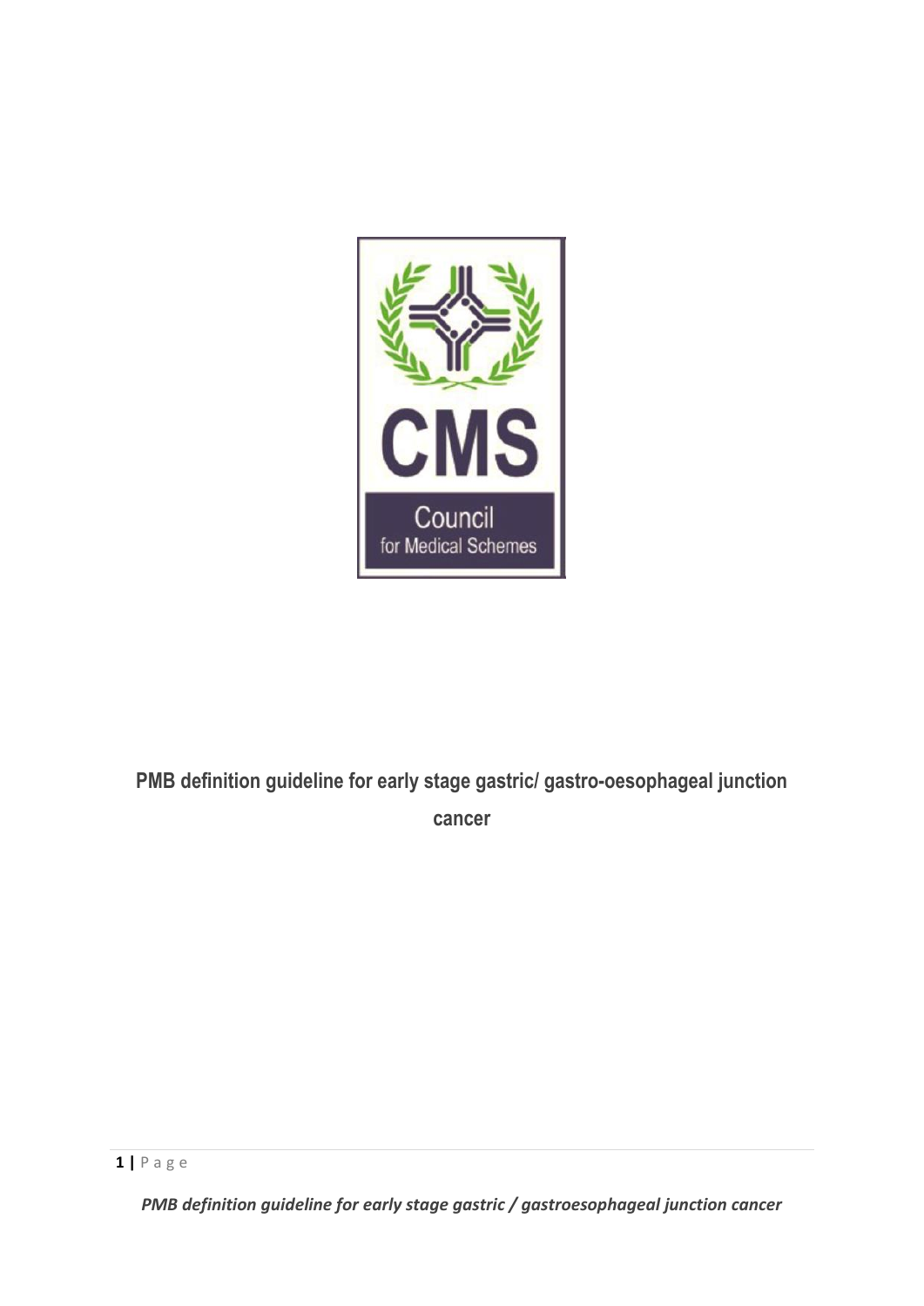CMS

Council for Medical Schemes

# PMB definition guideline for early stage gastric/ gastro-oesophageal junction cancer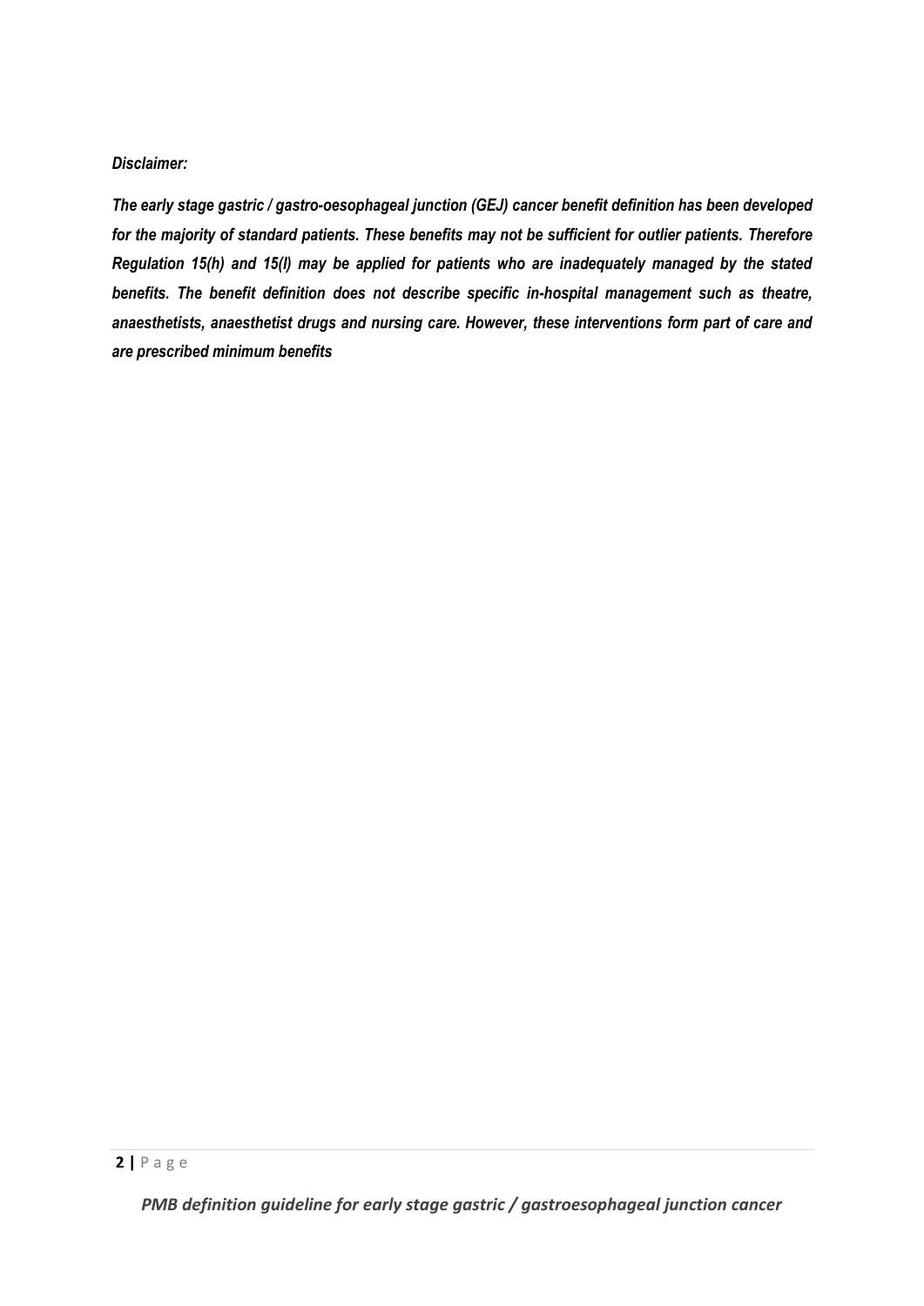***Disclaimer:***

***The early stage gastric / gastro-oesophageal junction (GEJ) cancer benefit definition has been developed for the majority of standard patients. These benefits may not be sufficient for outlier patients. Therefore Regulation 15(h) and 15(l) may be applied for patients who are inadequately managed by the stated benefits. The benefit definition does not describe specific in-hospital management such as theatre, anaesthetists, anaesthetist drugs and nursing care. However, these interventions form part of care and are prescribed minimum benefits***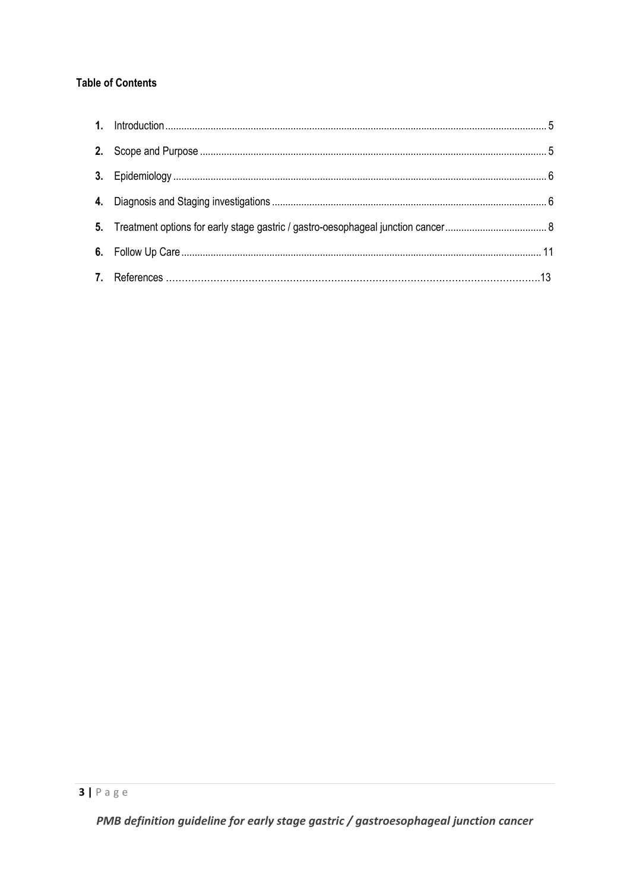**Table of Contents**

1. **Introduction** ........ 5
2. **Scope and Purpose** ........ 5
3. **Epidemiology** ........ 6
4. **Diagnosis and Staging investigations** ........ 6
5. **Treatment options for early stage gastric / gastro-oesophageal junction cancer** ........ 8
6. **Follow Up Care** ........ 11
7. **References** ........ 13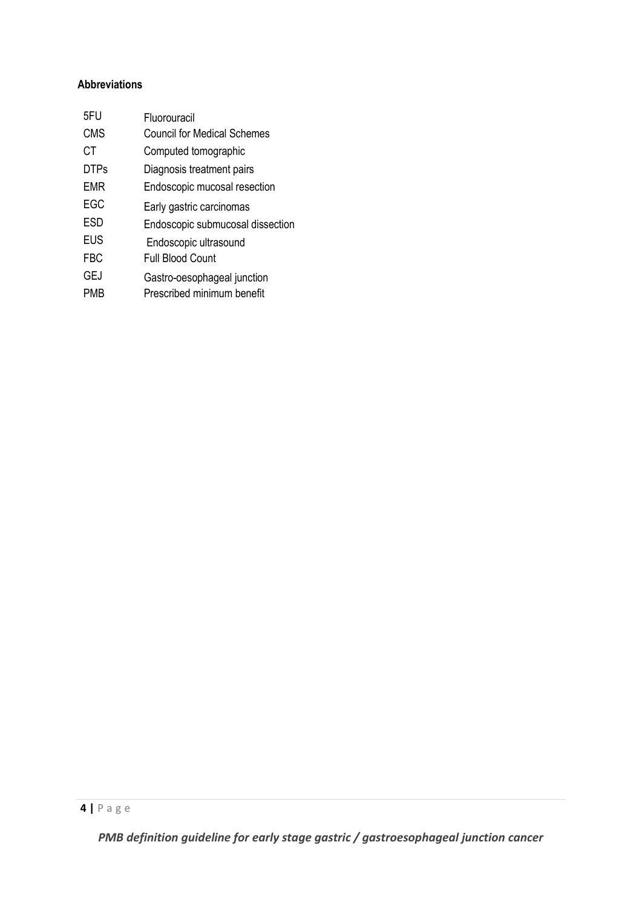**Abbreviations**

| | |
|---|---|
| 5FU | Fluorouracil |
| CMS | Council for Medical Schemes |
| CT | Computed tomographic |
| DTPs | Diagnosis treatment pairs |
| EMR | Endoscopic mucosal resection |
| EGC | Early gastric carcinomas |
| ESD | Endoscopic submucosal dissection |
| EUS | Endoscopic ultrasound |
| FBC | Full Blood Count |
| GEJ | Gastro-oesophageal junction |
| PMB | Prescribed minimum benefit |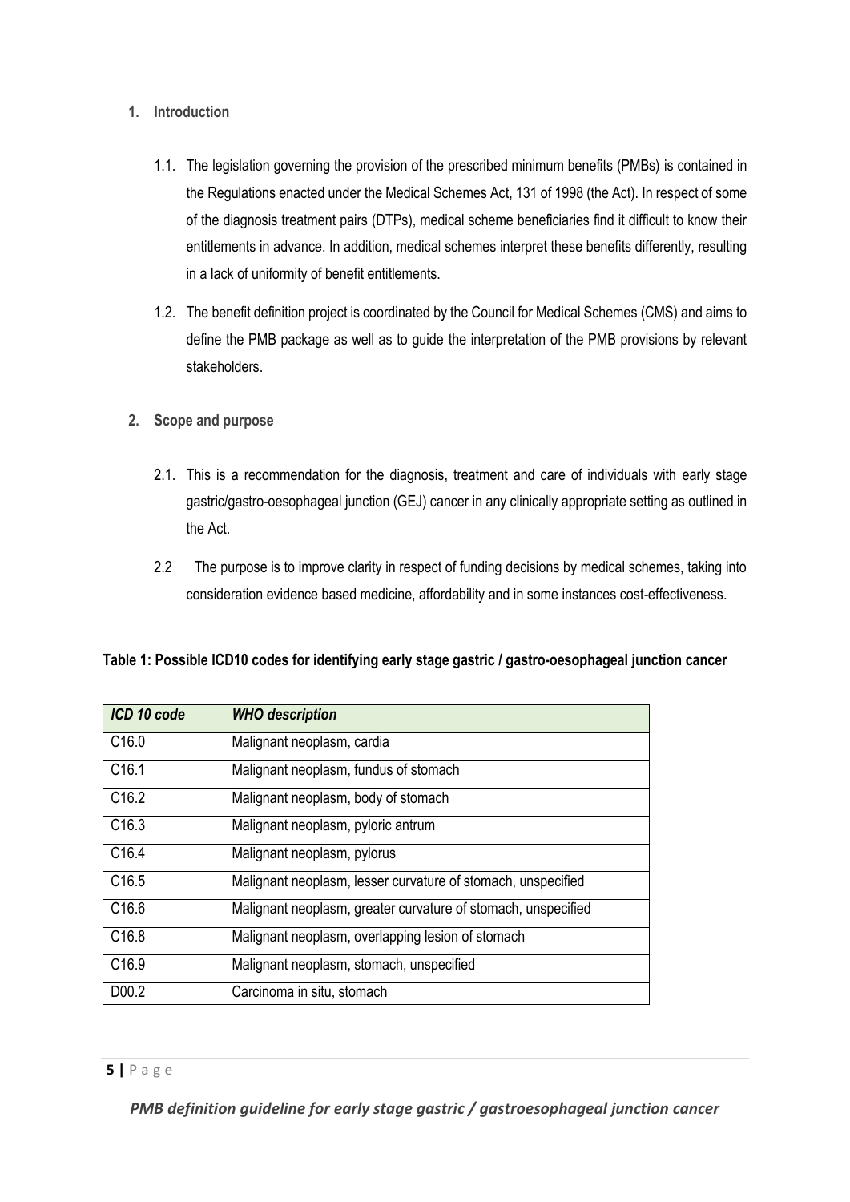## 1. Introduction

1.1. The legislation governing the provision of the prescribed minimum benefits (PMBs) is contained in the Regulations enacted under the Medical Schemes Act, 131 of 1998 (the Act). In respect of some of the diagnosis treatment pairs (DTPs), medical scheme beneficiaries find it difficult to know their entitlements in advance. In addition, medical schemes interpret these benefits differently, resulting in a lack of uniformity of benefit entitlements.

1.2. The benefit definition project is coordinated by the Council for Medical Schemes (CMS) and aims to define the PMB package as well as to guide the interpretation of the PMB provisions by relevant stakeholders.

## 2. Scope and purpose

2.1. This is a recommendation for the diagnosis, treatment and care of individuals with early stage gastric/gastro-oesophageal junction (GEJ) cancer in any clinically appropriate setting as outlined in the Act.

2.2 The purpose is to improve clarity in respect of funding decisions by medical schemes, taking into consideration evidence based medicine, affordability and in some instances cost-effectiveness.

**Table 1: Possible ICD10 codes for identifying early stage gastric / gastro-oesophageal junction cancer**

| *ICD 10 code* | *WHO description* |
|---|---|
| C16.0 | Malignant neoplasm, cardia |
| C16.1 | Malignant neoplasm, fundus of stomach |
| C16.2 | Malignant neoplasm, body of stomach |
| C16.3 | Malignant neoplasm, pyloric antrum |
| C16.4 | Malignant neoplasm, pylorus |
| C16.5 | Malignant neoplasm, lesser curvature of stomach, unspecified |
| C16.6 | Malignant neoplasm, greater curvature of stomach, unspecified |
| C16.8 | Malignant neoplasm, overlapping lesion of stomach |
| C16.9 | Malignant neoplasm, stomach, unspecified |
| D00.2 | Carcinoma in situ, stomach |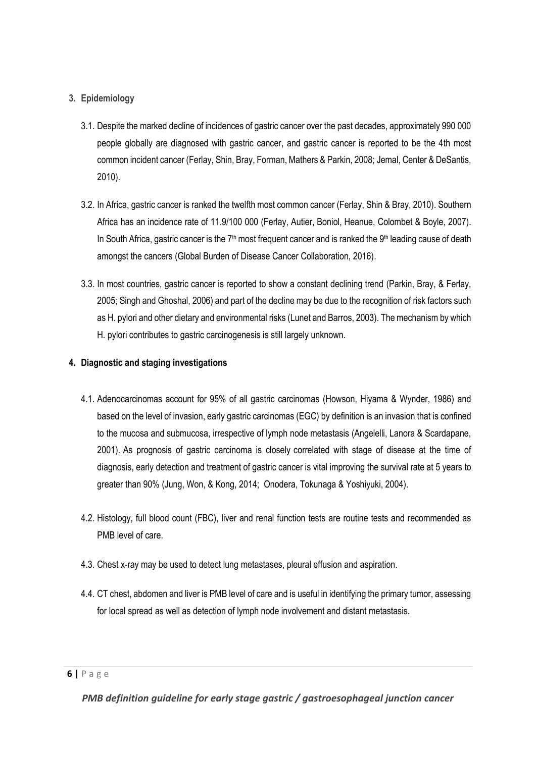## 3. Epidemiology

3.1. Despite the marked decline of incidences of gastric cancer over the past decades, approximately 990 000 people globally are diagnosed with gastric cancer, and gastric cancer is reported to be the 4th most common incident cancer (Ferlay, Shin, Bray, Forman, Mathers & Parkin, 2008; Jemal, Center & DeSantis, 2010).

3.2. In Africa, gastric cancer is ranked the twelfth most common cancer (Ferlay, Shin & Bray, 2010). Southern Africa has an incidence rate of 11.9/100 000 (Ferlay, Autier, Boniol, Heanue, Colombet & Boyle, 2007). In South Africa, gastric cancer is the 7th most frequent cancer and is ranked the 9th leading cause of death amongst the cancers (Global Burden of Disease Cancer Collaboration, 2016).

3.3. In most countries, gastric cancer is reported to show a constant declining trend (Parkin, Bray, & Ferlay, 2005; Singh and Ghoshal, 2006) and part of the decline may be due to the recognition of risk factors such as H. pylori and other dietary and environmental risks (Lunet and Barros, 2003). The mechanism by which H. pylori contributes to gastric carcinogenesis is still largely unknown.

## 4. Diagnostic and staging investigations

4.1. Adenocarcinomas account for 95% of all gastric carcinomas (Howson, Hiyama & Wynder, 1986) and based on the level of invasion, early gastric carcinomas (EGC) by definition is an invasion that is confined to the mucosa and submucosa, irrespective of lymph node metastasis (Angelelli, Lanora & Scardapane, 2001). As prognosis of gastric carcinoma is closely correlated with stage of disease at the time of diagnosis, early detection and treatment of gastric cancer is vital improving the survival rate at 5 years to greater than 90% (Jung, Won, & Kong, 2014; Onodera, Tokunaga & Yoshiyuki, 2004).

4.2. Histology, full blood count (FBC), liver and renal function tests are routine tests and recommended as PMB level of care.

4.3. Chest x-ray may be used to detect lung metastases, pleural effusion and aspiration.

4.4. CT chest, abdomen and liver is PMB level of care and is useful in identifying the primary tumor, assessing for local spread as well as detection of lymph node involvement and distant metastasis.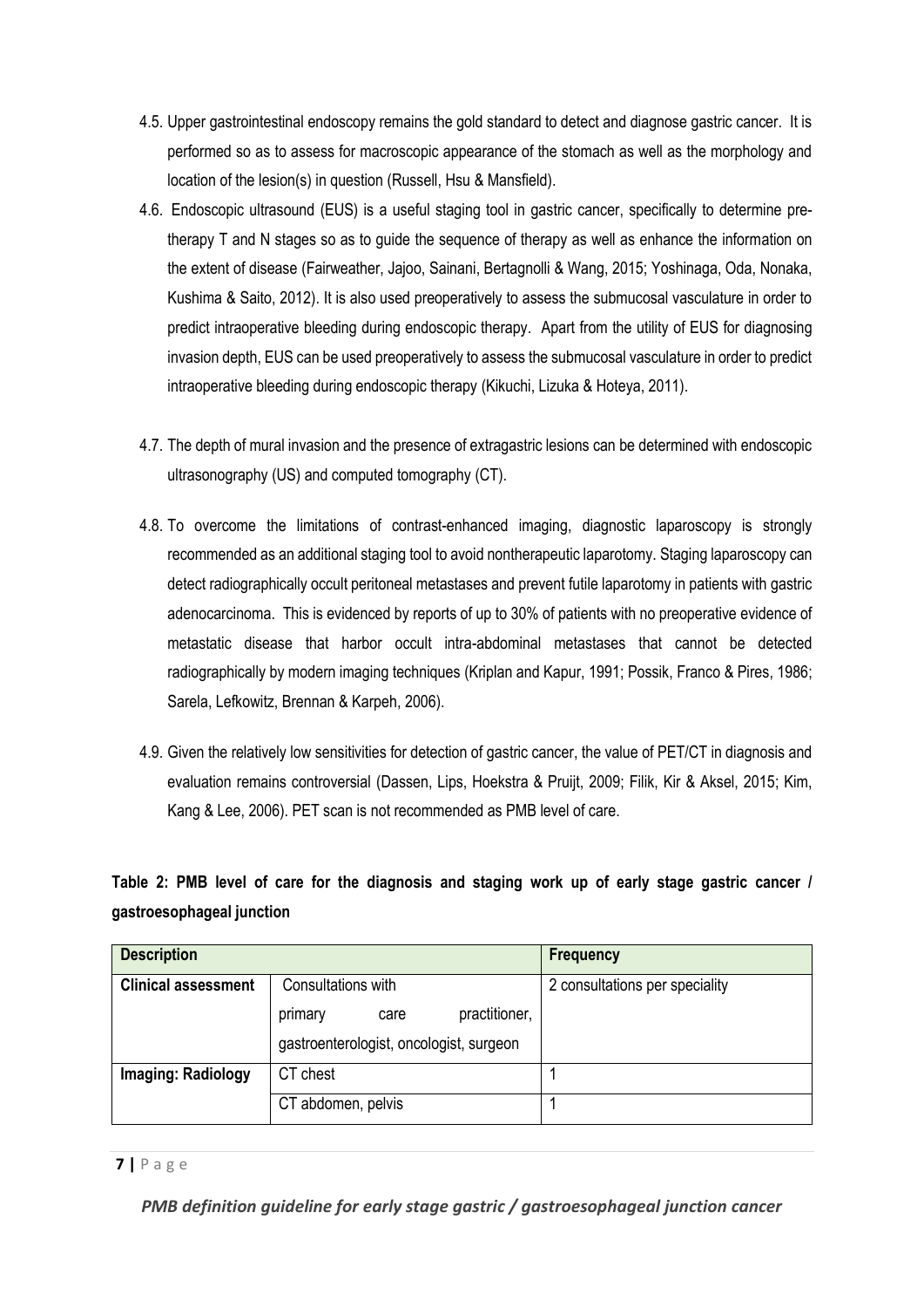4.5. Upper gastrointestinal endoscopy remains the gold standard to detect and diagnose gastric cancer. It is performed so as to assess for macroscopic appearance of the stomach as well as the morphology and location of the lesion(s) in question (Russell, Hsu & Mansfield).

4.6. Endoscopic ultrasound (EUS) is a useful staging tool in gastric cancer, specifically to determine pre-therapy T and N stages so as to guide the sequence of therapy as well as enhance the information on the extent of disease (Fairweather, Jajoo, Sainani, Bertagnolli & Wang, 2015; Yoshinaga, Oda, Nonaka, Kushima & Saito, 2012). It is also used preoperatively to assess the submucosal vasculature in order to predict intraoperative bleeding during endoscopic therapy. Apart from the utility of EUS for diagnosing invasion depth, EUS can be used preoperatively to assess the submucosal vasculature in order to predict intraoperative bleeding during endoscopic therapy (Kikuchi, Lizuka & Hoteya, 2011).

4.7. The depth of mural invasion and the presence of extragastric lesions can be determined with endoscopic ultrasonography (US) and computed tomography (CT).

4.8. To overcome the limitations of contrast-enhanced imaging, diagnostic laparoscopy is strongly recommended as an additional staging tool to avoid nontherapeutic laparotomy. Staging laparoscopy can detect radiographically occult peritoneal metastases and prevent futile laparotomy in patients with gastric adenocarcinoma. This is evidenced by reports of up to 30% of patients with no preoperative evidence of metastatic disease that harbor occult intra-abdominal metastases that cannot be detected radiographically by modern imaging techniques (Kriplan and Kapur, 1991; Possik, Franco & Pires, 1986; Sarela, Lefkowitz, Brennan & Karpeh, 2006).

4.9. Given the relatively low sensitivities for detection of gastric cancer, the value of PET/CT in diagnosis and evaluation remains controversial (Dassen, Lips, Hoekstra & Pruijt, 2009; Filik, Kir & Aksel, 2015; Kim, Kang & Lee, 2006). PET scan is not recommended as PMB level of care.

**Table 2: PMB level of care for the diagnosis and staging work up of early stage gastric cancer / gastroesophageal junction**

| Description | | Frequency |
|---|---|---|
| **Clinical assessment** | Consultations with primary care practitioner, gastroenterologist, oncologist, surgeon | 2 consultations per speciality |
| **Imaging: Radiology** | CT chest | 1 |
| | CT abdomen, pelvis | 1 |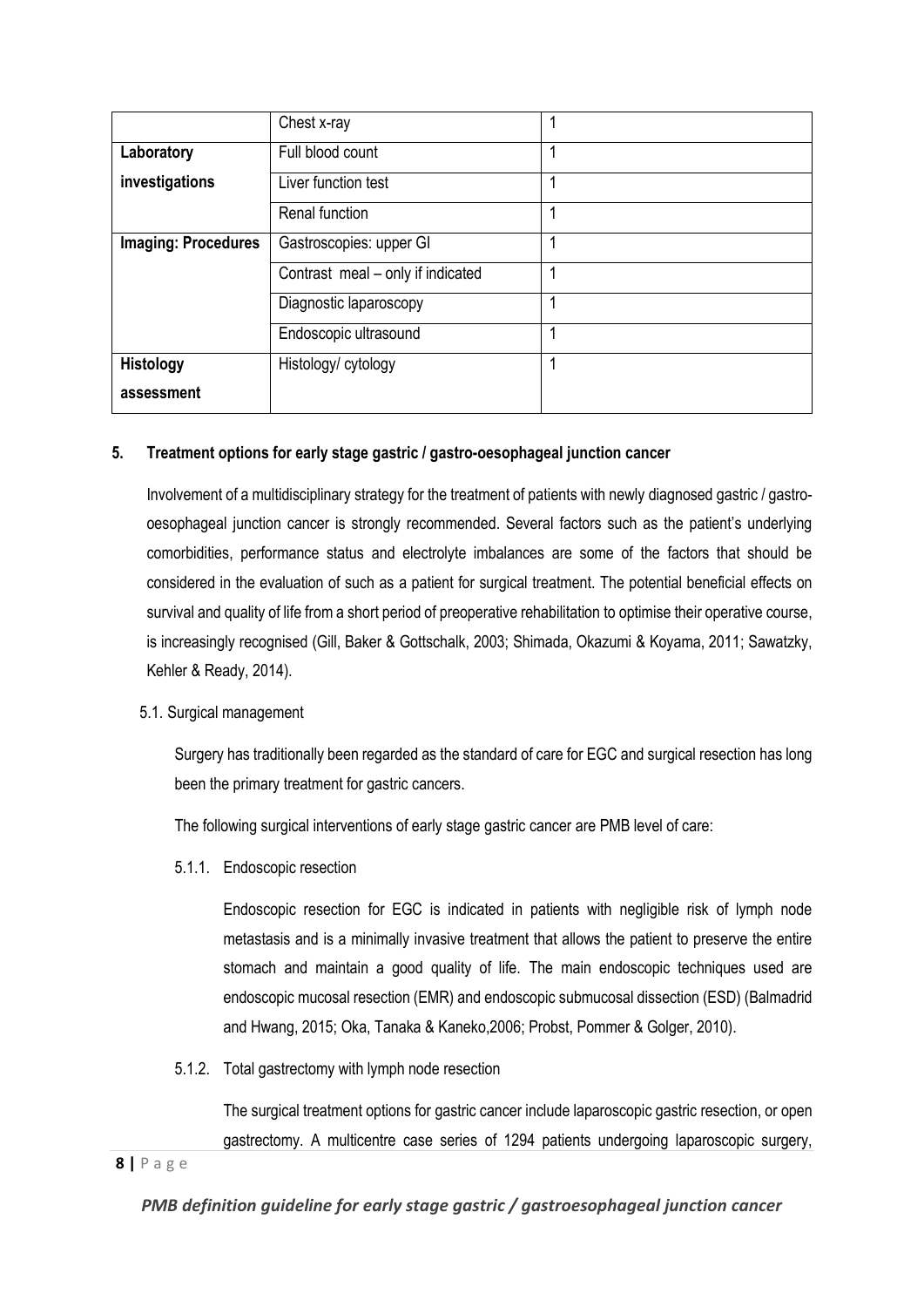|  | Chest x-ray | 1 |
|---|---|---|
| **Laboratory investigations** | Full blood count | 1 |
|  | Liver function test | 1 |
|  | Renal function | 1 |
| **Imaging: Procedures** | Gastroscopies: upper GI | 1 |
|  | Contrast meal – only if indicated | 1 |
|  | Diagnostic laparoscopy | 1 |
|  | Endoscopic ultrasound | 1 |
| **Histology assessment** | Histology/ cytology | 1 |

## 5. Treatment options for early stage gastric / gastro-oesophageal junction cancer

Involvement of a multidisciplinary strategy for the treatment of patients with newly diagnosed gastric / gastro-oesophageal junction cancer is strongly recommended. Several factors such as the patient's underlying comorbidities, performance status and electrolyte imbalances are some of the factors that should be considered in the evaluation of such as a patient for surgical treatment. The potential beneficial effects on survival and quality of life from a short period of preoperative rehabilitation to optimise their operative course, is increasingly recognised (Gill, Baker & Gottschalk, 2003; Shimada, Okazumi & Koyama, 2011; Sawatzky, Kehler & Ready, 2014).

### 5.1. Surgical management

Surgery has traditionally been regarded as the standard of care for EGC and surgical resection has long been the primary treatment for gastric cancers.

The following surgical interventions of early stage gastric cancer are PMB level of care:

#### 5.1.1. Endoscopic resection

Endoscopic resection for EGC is indicated in patients with negligible risk of lymph node metastasis and is a minimally invasive treatment that allows the patient to preserve the entire stomach and maintain a good quality of life. The main endoscopic techniques used are endoscopic mucosal resection (EMR) and endoscopic submucosal dissection (ESD) (Balmadrid and Hwang, 2015; Oka, Tanaka & Kaneko,2006; Probst, Pommer & Golger, 2010).

#### 5.1.2. Total gastrectomy with lymph node resection

The surgical treatment options for gastric cancer include laparoscopic gastric resection, or open gastrectomy. A multicentre case series of 1294 patients undergoing laparoscopic surgery,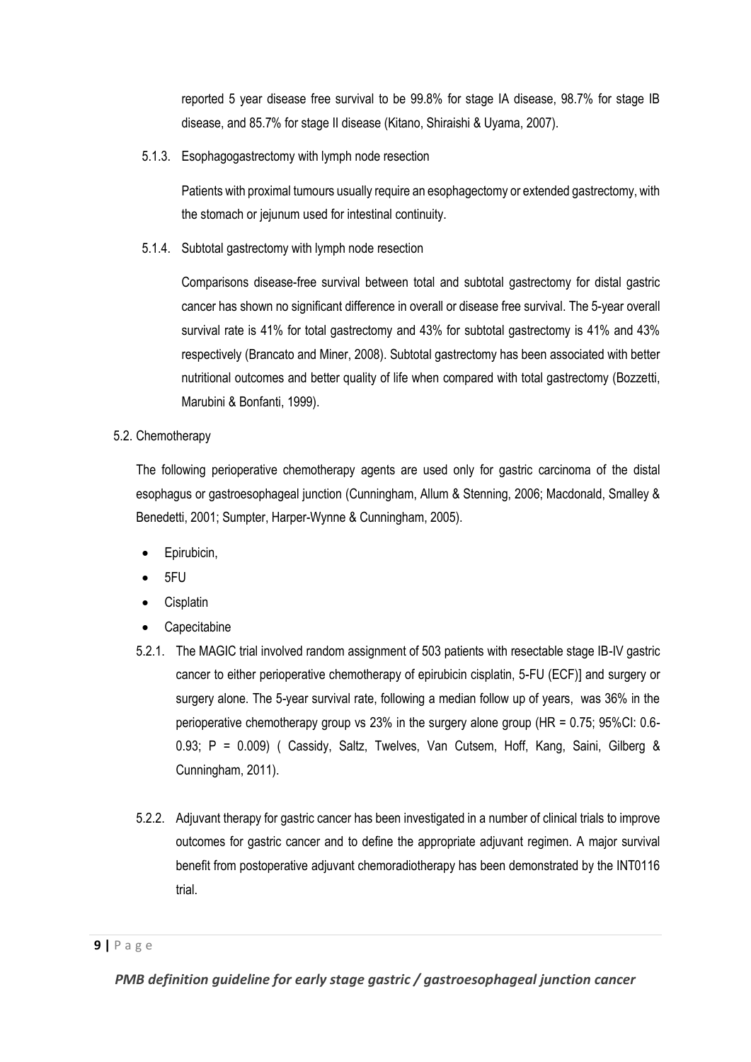reported 5 year disease free survival to be 99.8% for stage IA disease, 98.7% for stage IB disease, and 85.7% for stage II disease (Kitano, Shiraishi & Uyama, 2007).

5.1.3. Esophagogastrectomy with lymph node resection

Patients with proximal tumours usually require an esophagectomy or extended gastrectomy, with the stomach or jejunum used for intestinal continuity.

5.1.4. Subtotal gastrectomy with lymph node resection

Comparisons disease-free survival between total and subtotal gastrectomy for distal gastric cancer has shown no significant difference in overall or disease free survival. The 5-year overall survival rate is 41% for total gastrectomy and 43% for subtotal gastrectomy is 41% and 43% respectively (Brancato and Miner, 2008). Subtotal gastrectomy has been associated with better nutritional outcomes and better quality of life when compared with total gastrectomy (Bozzetti, Marubini & Bonfanti, 1999).

5.2. Chemotherapy

The following perioperative chemotherapy agents are used only for gastric carcinoma of the distal esophagus or gastroesophageal junction (Cunningham, Allum & Stenning, 2006; Macdonald, Smalley & Benedetti, 2001; Sumpter, Harper-Wynne & Cunningham, 2005).

- Epirubicin,
- 5FU
- Cisplatin
- Capecitabine

5.2.1. The MAGIC trial involved random assignment of 503 patients with resectable stage IB-IV gastric cancer to either perioperative chemotherapy of epirubicin cisplatin, 5-FU (ECF)] and surgery or surgery alone. The 5-year survival rate, following a median follow up of years, was 36% in the perioperative chemotherapy group vs 23% in the surgery alone group (HR = 0.75; 95%CI: 0.6-0.93; P = 0.009) ( Cassidy, Saltz, Twelves, Van Cutsem, Hoff, Kang, Saini, Gilberg & Cunningham, 2011).

5.2.2. Adjuvant therapy for gastric cancer has been investigated in a number of clinical trials to improve outcomes for gastric cancer and to define the appropriate adjuvant regimen. A major survival benefit from postoperative adjuvant chemoradiotherapy has been demonstrated by the INT0116 trial.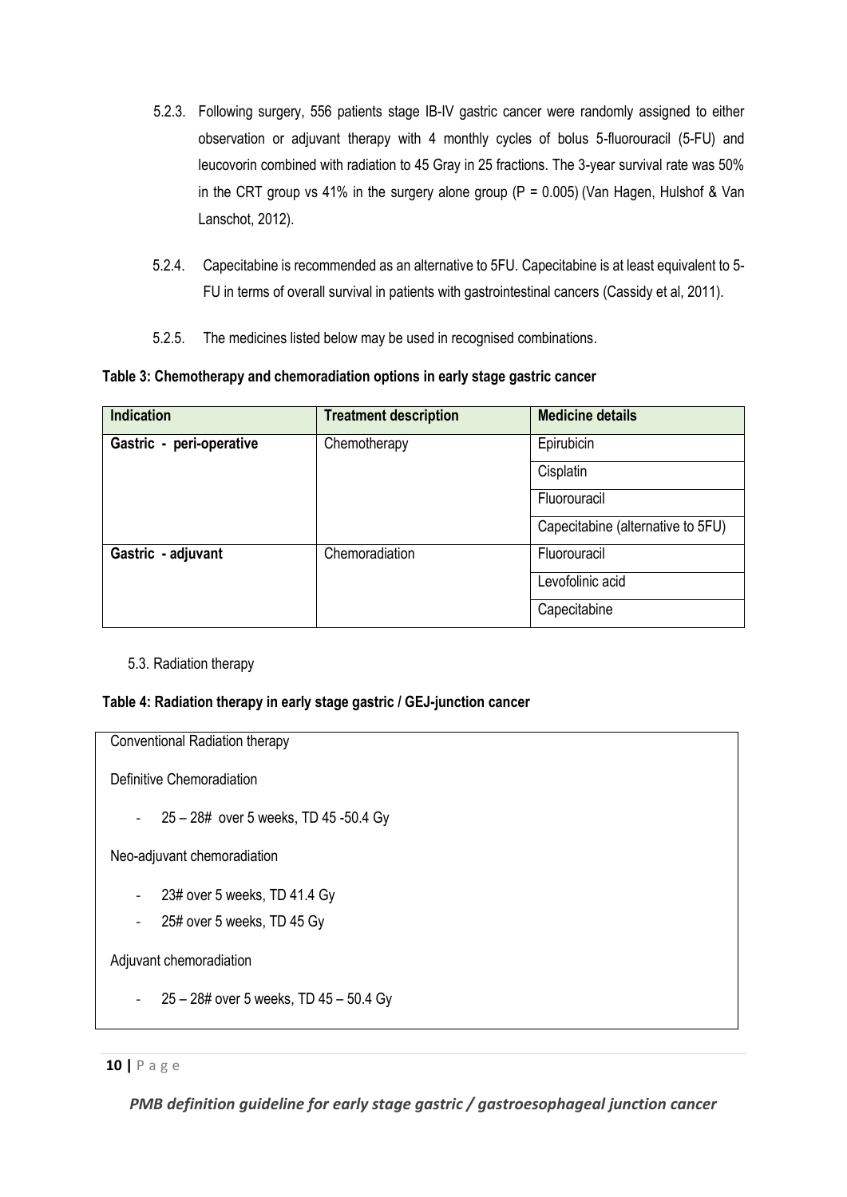5.2.3. Following surgery, 556 patients stage IB-IV gastric cancer were randomly assigned to either observation or adjuvant therapy with 4 monthly cycles of bolus 5-fluorouracil (5-FU) and leucovorin combined with radiation to 45 Gray in 25 fractions. The 3-year survival rate was 50% in the CRT group vs 41% in the surgery alone group (P = 0.005) (Van Hagen, Hulshof & Van Lanschot, 2012).

5.2.4. Capecitabine is recommended as an alternative to 5FU. Capecitabine is at least equivalent to 5-FU in terms of overall survival in patients with gastrointestinal cancers (Cassidy et al, 2011).

5.2.5. The medicines listed below may be used in recognised combinations.

**Table 3: Chemotherapy and chemoradiation options in early stage gastric cancer**

| Indication | Treatment description | Medicine details |
|---|---|---|
| **Gastric - peri-operative** | Chemotherapy | Epirubicin |
| | | Cisplatin |
| | | Fluorouracil |
| | | Capecitabine (alternative to 5FU) |
| **Gastric - adjuvant** | Chemoradiation | Fluorouracil |
| | | Levofolinic acid |
| | | Capecitabine |

5.3. Radiation therapy

**Table 4: Radiation therapy in early stage gastric / GEJ-junction cancer**

Conventional Radiation therapy

Definitive Chemoradiation

- 25 – 28# over 5 weeks, TD 45 -50.4 Gy

Neo-adjuvant chemoradiation

- 23# over 5 weeks, TD 41.4 Gy
- 25# over 5 weeks, TD 45 Gy

Adjuvant chemoradiation

- 25 – 28# over 5 weeks, TD 45 – 50.4 Gy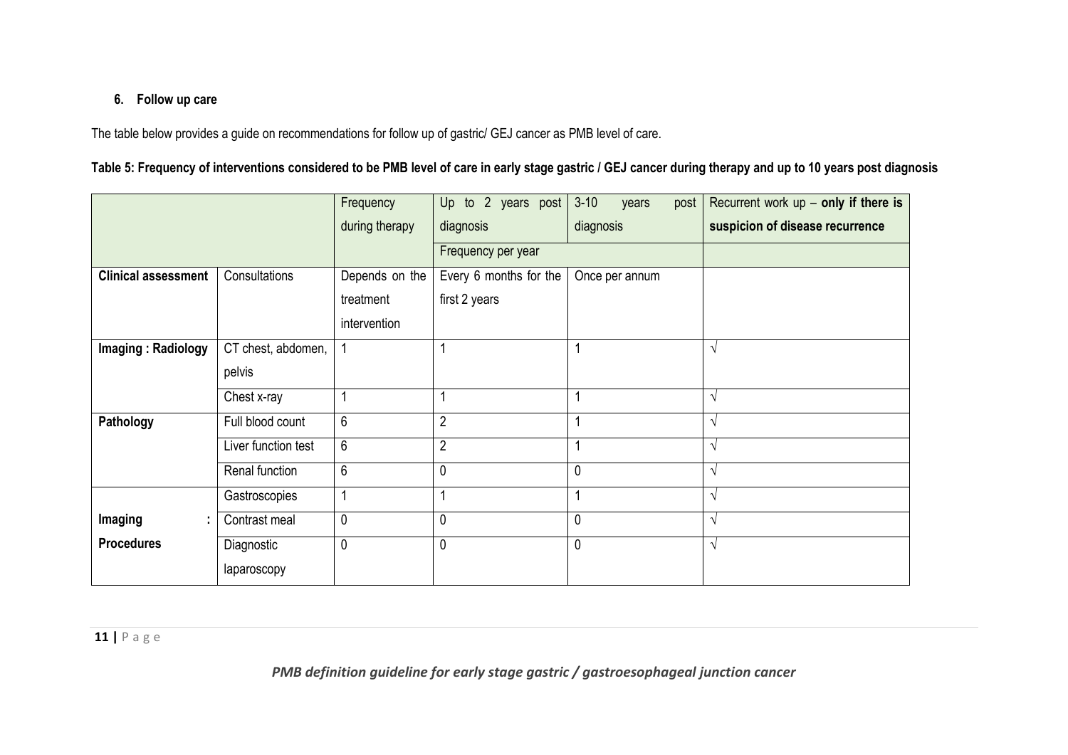### 6. Follow up care

The table below provides a guide on recommendations for follow up of gastric/ GEJ cancer as PMB level of care.

**Table 5: Frequency of interventions considered to be PMB level of care in early stage gastric / GEJ cancer during therapy and up to 10 years post diagnosis**

| | | Frequency during therapy | Up to 2 years post diagnosis | 3-10 years post diagnosis | Recurrent work up – **only if there is suspicion of disease recurrence** |
|---|---|---|---|---|---|
| | | | Frequency per year | | |
| **Clinical assessment** | Consultations | Depends on the treatment intervention | Every 6 months for the first 2 years | Once per annum | |
| **Imaging : Radiology** | CT chest, abdomen, pelvis | 1 | 1 | 1 | √ |
| | Chest x-ray | 1 | 1 | 1 | √ |
| **Pathology** | Full blood count | 6 | 2 | 1 | √ |
| | Liver function test | 6 | 2 | 1 | √ |
| | Renal function | 6 | 0 | 0 | √ |
| **Imaging : Procedures** | Gastroscopies | 1 | 1 | 1 | √ |
| | Contrast meal | 0 | 0 | 0 | √ |
| | Diagnostic laparoscopy | 0 | 0 | 0 | √ |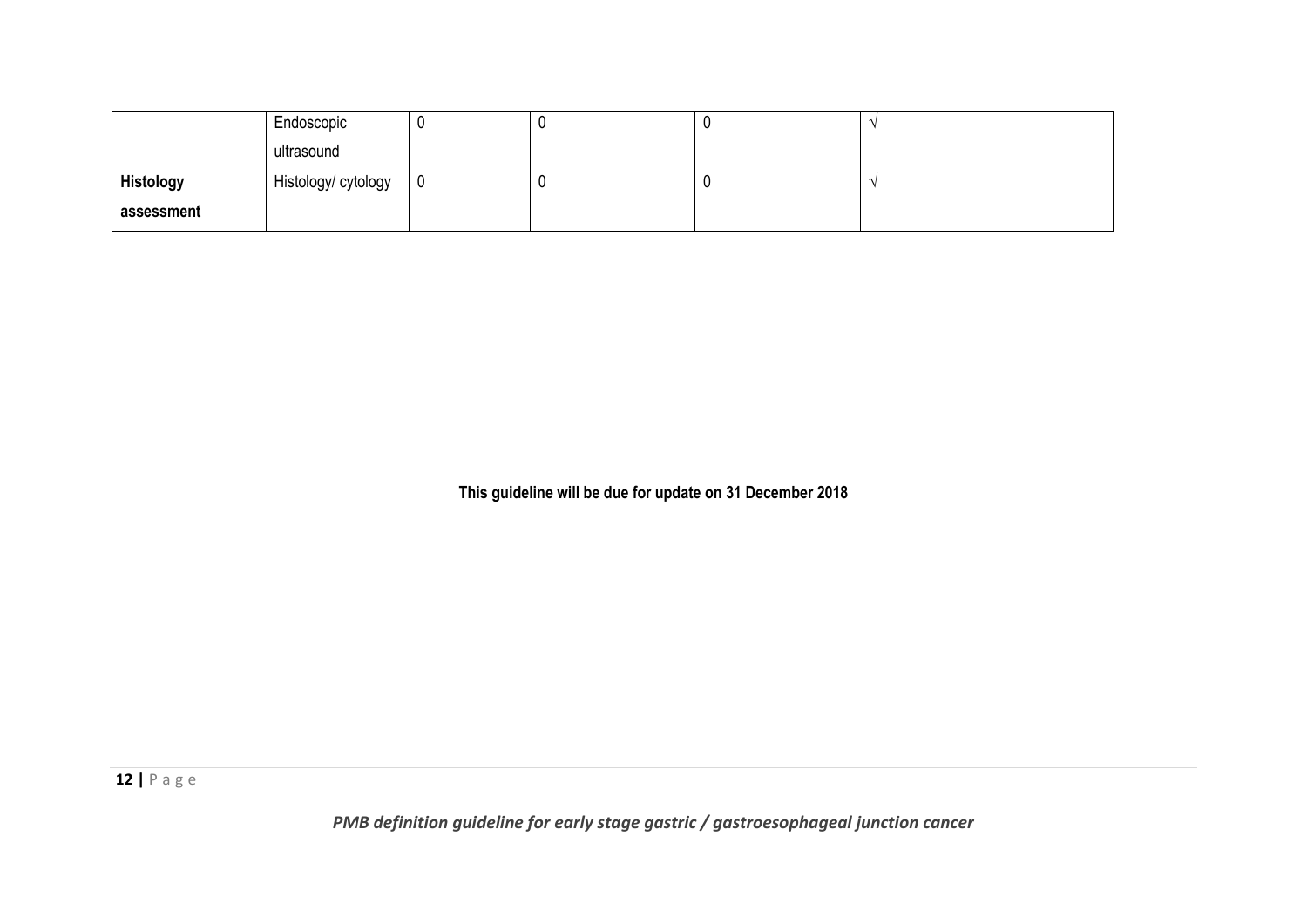| | | | | | |
|---|---|---|---|---|---|
| | Endoscopic ultrasound | 0 | 0 | 0 | √ |
| **Histology assessment** | Histology/ cytology | 0 | 0 | 0 | √ |

**This guideline will be due for update on 31 December 2018**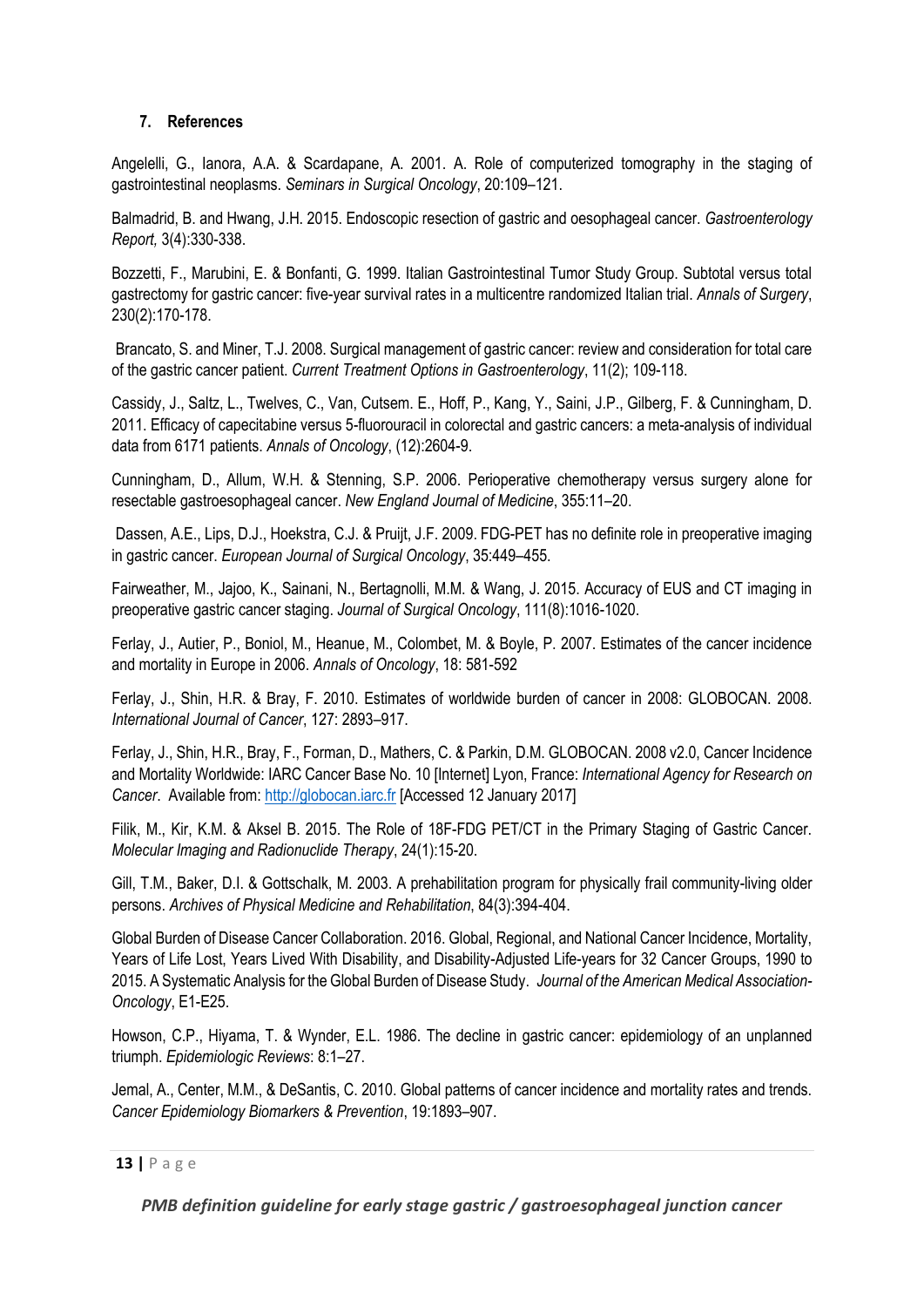## 7. References

Angelelli, G., Ianora, A.A. & Scardapane, A. 2001. A. Role of computerized tomography in the staging of gastrointestinal neoplasms. *Seminars in Surgical Oncology*, 20:109–121.

Balmadrid, B. and Hwang, J.H. 2015. Endoscopic resection of gastric and oesophageal cancer. *Gastroenterology Report,* 3(4):330-338.

Bozzetti, F., Marubini, E. & Bonfanti, G. 1999. Italian Gastrointestinal Tumor Study Group. Subtotal versus total gastrectomy for gastric cancer: five-year survival rates in a multicentre randomized Italian trial. *Annals of Surgery*, 230(2):170-178.

Brancato, S. and Miner, T.J. 2008. Surgical management of gastric cancer: review and consideration for total care of the gastric cancer patient. *Current Treatment Options in Gastroenterology*, 11(2); 109-118.

Cassidy, J., Saltz, L., Twelves, C., Van, Cutsem. E., Hoff, P., Kang, Y., Saini, J.P., Gilberg, F. & Cunningham, D. 2011. Efficacy of capecitabine versus 5-fluorouracil in colorectal and gastric cancers: a meta-analysis of individual data from 6171 patients. *Annals of Oncology*, (12):2604-9.

Cunningham, D., Allum, W.H. & Stenning, S.P. 2006. Perioperative chemotherapy versus surgery alone for resectable gastroesophageal cancer. *New England Journal of Medicine*, 355:11–20.

Dassen, A.E., Lips, D.J., Hoekstra, C.J. & Pruijt, J.F. 2009. FDG-PET has no definite role in preoperative imaging in gastric cancer. *European Journal of Surgical Oncology*, 35:449–455.

Fairweather, M., Jajoo, K., Sainani, N., Bertagnolli, M.M. & Wang, J. 2015. Accuracy of EUS and CT imaging in preoperative gastric cancer staging. *Journal of Surgical Oncology*, 111(8):1016-1020.

Ferlay, J., Autier, P., Boniol, M., Heanue, M., Colombet, M. & Boyle, P. 2007. Estimates of the cancer incidence and mortality in Europe in 2006. *Annals of Oncology*, 18: 581-592

Ferlay, J., Shin, H.R. & Bray, F. 2010. Estimates of worldwide burden of cancer in 2008: GLOBOCAN. 2008. *International Journal of Cancer*, 127: 2893–917.

Ferlay, J., Shin, H.R., Bray, F., Forman, D., Mathers, C. & Parkin, D.M. GLOBOCAN. 2008 v2.0, Cancer Incidence and Mortality Worldwide: IARC Cancer Base No. 10 [Internet] Lyon, France: *International Agency for Research on Cancer*. Available from: http://globocan.iarc.fr [Accessed 12 January 2017]

Filik, M., Kir, K.M. & Aksel B. 2015. The Role of 18F-FDG PET/CT in the Primary Staging of Gastric Cancer. *Molecular Imaging and Radionuclide Therapy*, 24(1):15-20.

Gill, T.M., Baker, D.I. & Gottschalk, M. 2003. A prehabilitation program for physically frail community-living older persons. *Archives of Physical Medicine and Rehabilitation*, 84(3):394-404.

Global Burden of Disease Cancer Collaboration. 2016. Global, Regional, and National Cancer Incidence, Mortality, Years of Life Lost, Years Lived With Disability, and Disability-Adjusted Life-years for 32 Cancer Groups, 1990 to 2015. A Systematic Analysis for the Global Burden of Disease Study. *Journal of the American Medical Association-Oncology*, E1-E25.

Howson, C.P., Hiyama, T. & Wynder, E.L. 1986. The decline in gastric cancer: epidemiology of an unplanned triumph. *Epidemiologic Reviews*: 8:1–27.

Jemal, A., Center, M.M., & DeSantis, C. 2010. Global patterns of cancer incidence and mortality rates and trends. *Cancer Epidemiology Biomarkers & Prevention*, 19:1893–907.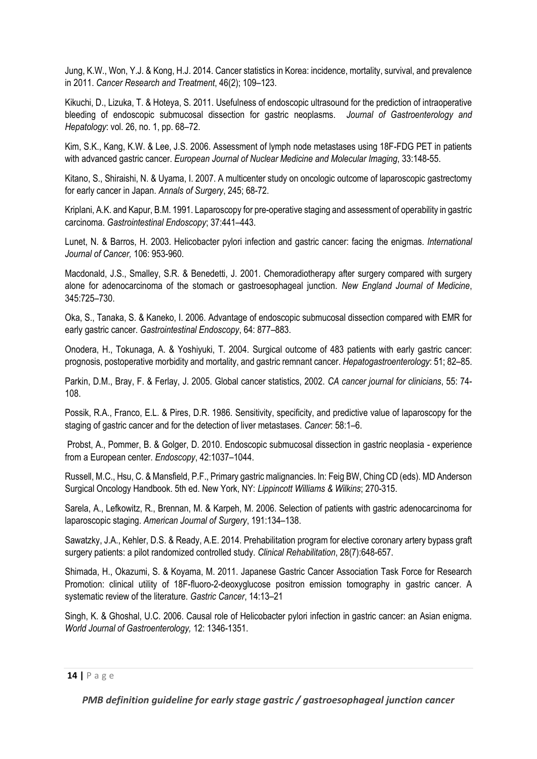Jung, K.W., Won, Y.J. & Kong, H.J. 2014. Cancer statistics in Korea: incidence, mortality, survival, and prevalence in 2011. *Cancer Research and Treatment*, 46(2); 109–123.

Kikuchi, D., Lizuka, T. & Hoteya, S. 2011. Usefulness of endoscopic ultrasound for the prediction of intraoperative bleeding of endoscopic submucosal dissection for gastric neoplasms. *Journal of Gastroenterology and Hepatology*: vol. 26, no. 1, pp. 68–72.

Kim, S.K., Kang, K.W. & Lee, J.S. 2006. Assessment of lymph node metastases using 18F-FDG PET in patients with advanced gastric cancer. *European Journal of Nuclear Medicine and Molecular Imaging*, 33:148-55.

Kitano, S., Shiraishi, N. & Uyama, I. 2007. A multicenter study on oncologic outcome of laparoscopic gastrectomy for early cancer in Japan. *Annals of Surgery*, 245; 68-72.

Kriplani, A.K. and Kapur, B.M. 1991. Laparoscopy for pre-operative staging and assessment of operability in gastric carcinoma. *Gastrointestinal Endoscopy*; 37:441–443.

Lunet, N. & Barros, H. 2003. Helicobacter pylori infection and gastric cancer: facing the enigmas. *International Journal of Cancer,* 106: 953-960.

Macdonald, J.S., Smalley, S.R. & Benedetti, J. 2001. Chemoradiotherapy after surgery compared with surgery alone for adenocarcinoma of the stomach or gastroesophageal junction. *New England Journal of Medicine*, 345:725–730.

Oka, S., Tanaka, S. & Kaneko, I. 2006. Advantage of endoscopic submucosal dissection compared with EMR for early gastric cancer. *Gastrointestinal Endoscopy*, 64: 877–883.

Onodera, H., Tokunaga, A. & Yoshiyuki, T. 2004. Surgical outcome of 483 patients with early gastric cancer: prognosis, postoperative morbidity and mortality, and gastric remnant cancer. *Hepatogastroenterology*: 51; 82–85.

Parkin, D.M., Bray, F. & Ferlay, J. 2005. Global cancer statistics, 2002. *CA cancer journal for clinicians*, 55: 74-108.

Possik, R.A., Franco, E.L. & Pires, D.R. 1986. Sensitivity, specificity, and predictive value of laparoscopy for the staging of gastric cancer and for the detection of liver metastases. *Cancer*: 58:1–6.

Probst, A., Pommer, B. & Golger, D. 2010. Endoscopic submucosal dissection in gastric neoplasia - experience from a European center. *Endoscopy*, 42:1037–1044.

Russell, M.C., Hsu, C. & Mansfield, P.F., Primary gastric malignancies. In: Feig BW, Ching CD (eds). MD Anderson Surgical Oncology Handbook. 5th ed. New York, NY: *Lippincott Williams & Wilkins*; 270-315.

Sarela, A., Lefkowitz, R., Brennan, M. & Karpeh, M. 2006. Selection of patients with gastric adenocarcinoma for laparoscopic staging. *American Journal of Surgery*, 191:134–138.

Sawatzky, J.A., Kehler, D.S. & Ready, A.E. 2014. Prehabilitation program for elective coronary artery bypass graft surgery patients: a pilot randomized controlled study. *Clinical Rehabilitation*, 28(7):648-657.

Shimada, H., Okazumi, S. & Koyama, M. 2011. Japanese Gastric Cancer Association Task Force for Research Promotion: clinical utility of 18F-fluoro-2-deoxyglucose positron emission tomography in gastric cancer. A systematic review of the literature. *Gastric Cancer*, 14:13–21

Singh, K. & Ghoshal, U.C. 2006. Causal role of Helicobacter pylori infection in gastric cancer: an Asian enigma. *World Journal of Gastroenterology,* 12: 1346-1351.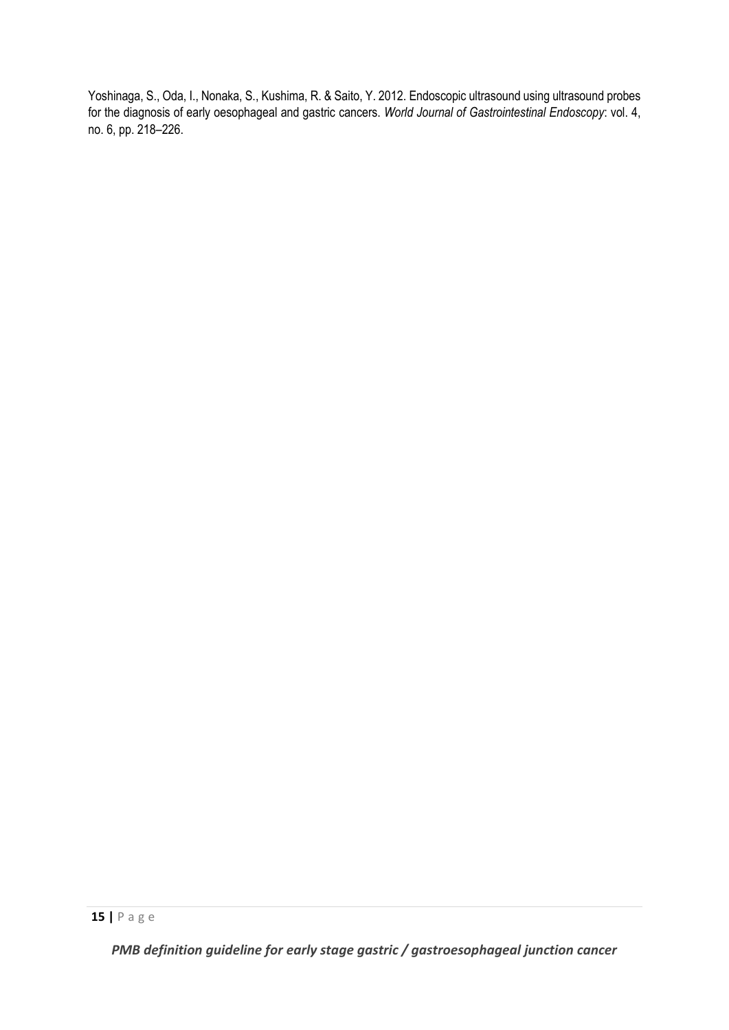Yoshinaga, S., Oda, I., Nonaka, S., Kushima, R. & Saito, Y. 2012. Endoscopic ultrasound using ultrasound probes for the diagnosis of early oesophageal and gastric cancers. *World Journal of Gastrointestinal Endoscopy*: vol. 4, no. 6, pp. 218–226.